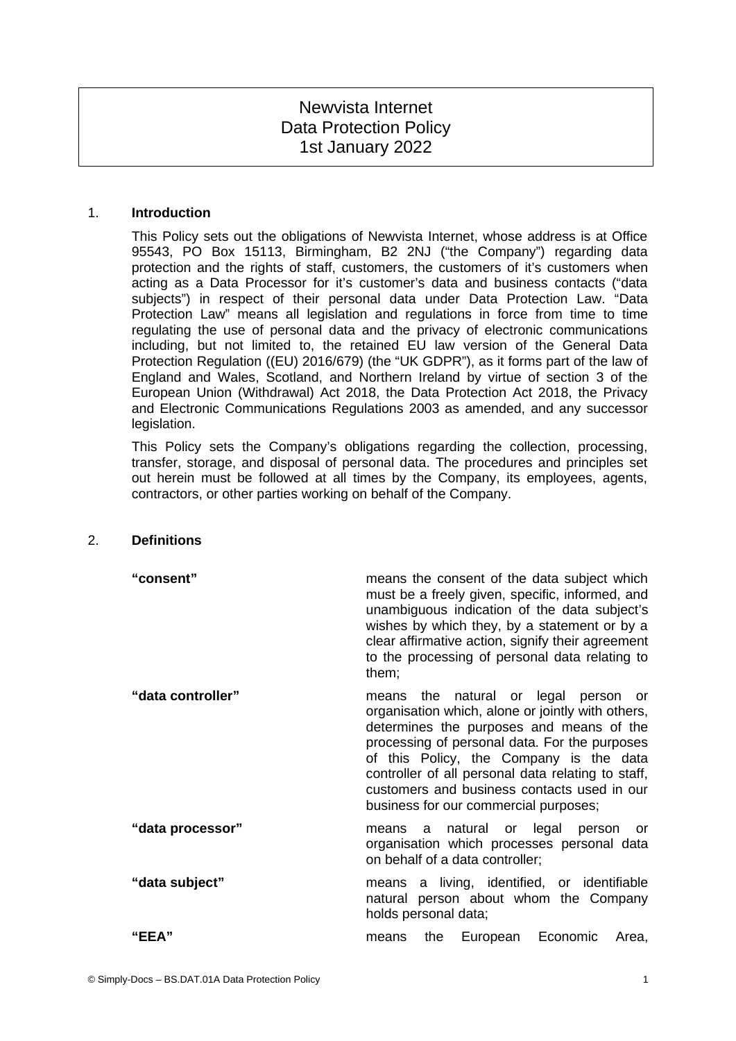# Newvista Internet
# Data Protection Policy
# 1st January 2022

## 1. Introduction

This Policy sets out the obligations of Newvista Internet, whose address is at Office 95543, PO Box 15113, Birmingham, B2 2NJ ("the Company") regarding data protection and the rights of staff, customers, the customers of it's customers when acting as a Data Processor for it's customer's data and business contacts ("data subjects") in respect of their personal data under Data Protection Law. "Data Protection Law" means all legislation and regulations in force from time to time regulating the use of personal data and the privacy of electronic communications including, but not limited to, the retained EU law version of the General Data Protection Regulation ((EU) 2016/679) (the "UK GDPR"), as it forms part of the law of England and Wales, Scotland, and Northern Ireland by virtue of section 3 of the European Union (Withdrawal) Act 2018, the Data Protection Act 2018, the Privacy and Electronic Communications Regulations 2003 as amended, and any successor legislation.

This Policy sets the Company's obligations regarding the collection, processing, transfer, storage, and disposal of personal data. The procedures and principles set out herein must be followed at all times by the Company, its employees, agents, contractors, or other parties working on behalf of the Company.

## 2. Definitions

| | |
|---|---|
| **"consent"** | means the consent of the data subject which must be a freely given, specific, informed, and unambiguous indication of the data subject's wishes by which they, by a statement or by a clear affirmative action, signify their agreement to the processing of personal data relating to them; |
| **"data controller"** | means the natural or legal person or organisation which, alone or jointly with others, determines the purposes and means of the processing of personal data. For the purposes of this Policy, the Company is the data controller of all personal data relating to staff, customers and business contacts used in our business for our commercial purposes; |
| **"data processor"** | means a natural or legal person or organisation which processes personal data on behalf of a data controller; |
| **"data subject"** | means a living, identified, or identifiable natural person about whom the Company holds personal data; |
| **"EEA"** | means the European Economic Area, |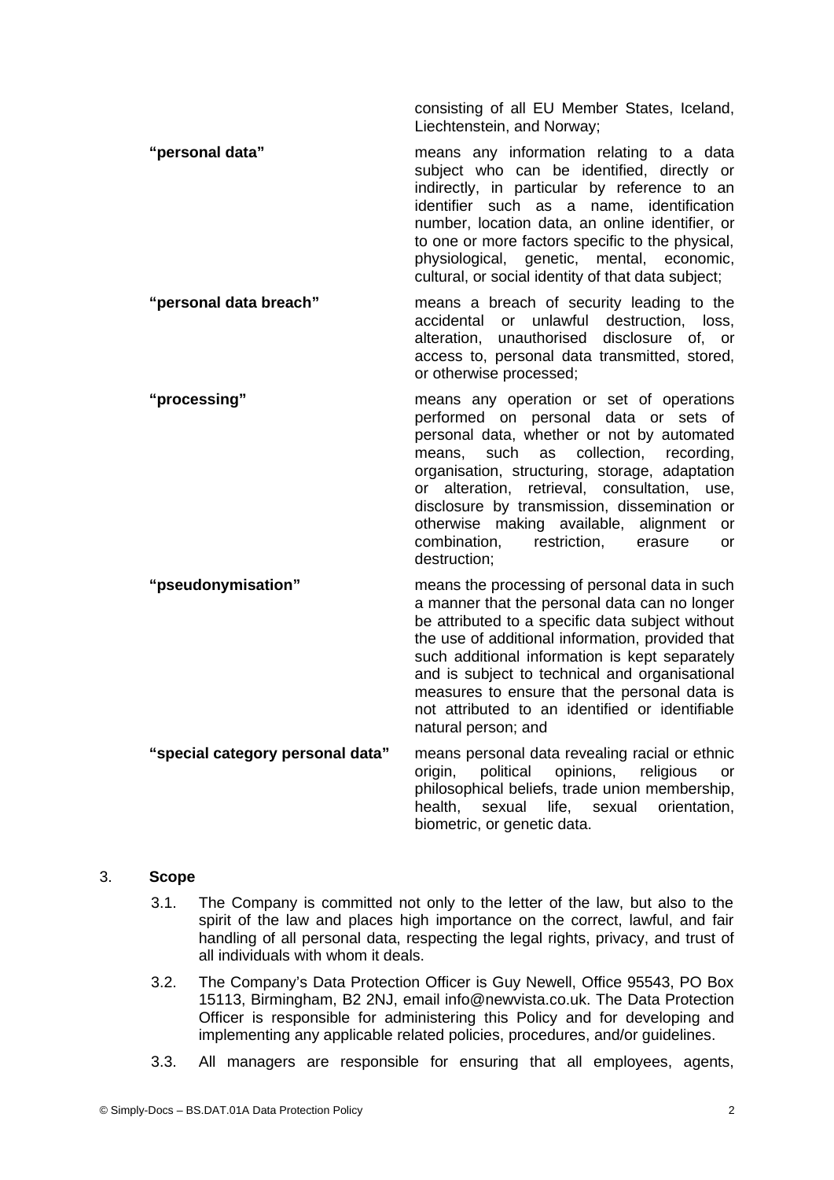consisting of all EU Member States, Iceland, Liechtenstein, and Norway;

| | |
|---|---|
| **"personal data"** | means any information relating to a data subject who can be identified, directly or indirectly, in particular by reference to an identifier such as a name, identification number, location data, an online identifier, or to one or more factors specific to the physical, physiological, genetic, mental, economic, cultural, or social identity of that data subject; |
| **"personal data breach"** | means a breach of security leading to the accidental or unlawful destruction, loss, alteration, unauthorised disclosure of, or access to, personal data transmitted, stored, or otherwise processed; |
| **"processing"** | means any operation or set of operations performed on personal data or sets of personal data, whether or not by automated means, such as collection, recording, organisation, structuring, storage, adaptation or alteration, retrieval, consultation, use, disclosure by transmission, dissemination or otherwise making available, alignment or combination, restriction, erasure or destruction; |
| **"pseudonymisation"** | means the processing of personal data in such a manner that the personal data can no longer be attributed to a specific data subject without the use of additional information, provided that such additional information is kept separately and is subject to technical and organisational measures to ensure that the personal data is not attributed to an identified or identifiable natural person; and |
| **"special category personal data"** | means personal data revealing racial or ethnic origin, political opinions, religious or philosophical beliefs, trade union membership, health, sexual life, sexual orientation, biometric, or genetic data. |

## 3. Scope

3.1. The Company is committed not only to the letter of the law, but also to the spirit of the law and places high importance on the correct, lawful, and fair handling of all personal data, respecting the legal rights, privacy, and trust of all individuals with whom it deals.

3.2. The Company's Data Protection Officer is Guy Newell, Office 95543, PO Box 15113, Birmingham, B2 2NJ, email info@newvista.co.uk. The Data Protection Officer is responsible for administering this Policy and for developing and implementing any applicable related policies, procedures, and/or guidelines.

3.3. All managers are responsible for ensuring that all employees, agents,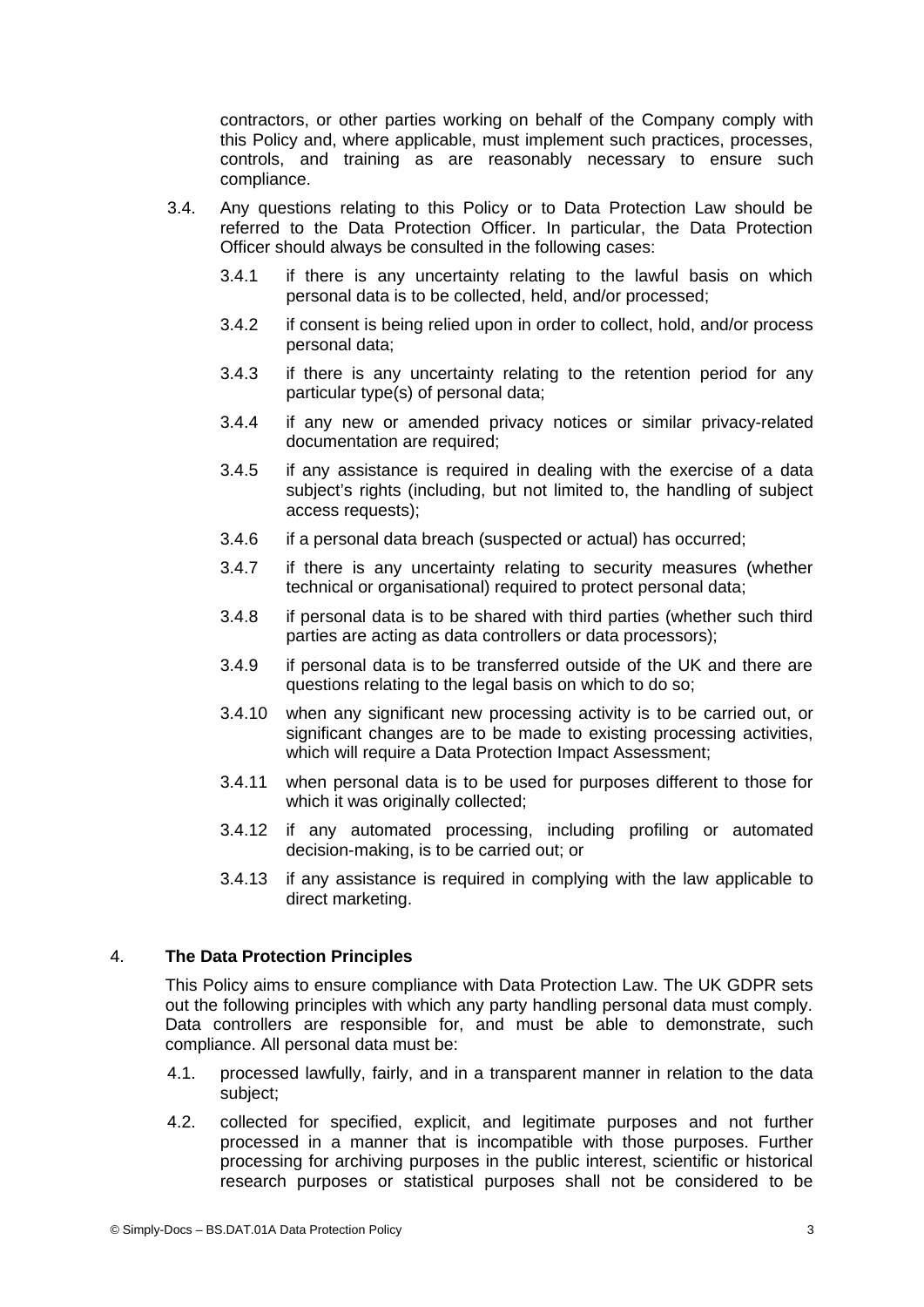contractors, or other parties working on behalf of the Company comply with this Policy and, where applicable, must implement such practices, processes, controls, and training as are reasonably necessary to ensure such compliance.

3.4. Any questions relating to this Policy or to Data Protection Law should be referred to the Data Protection Officer. In particular, the Data Protection Officer should always be consulted in the following cases:

3.4.1 if there is any uncertainty relating to the lawful basis on which personal data is to be collected, held, and/or processed;

3.4.2 if consent is being relied upon in order to collect, hold, and/or process personal data;

3.4.3 if there is any uncertainty relating to the retention period for any particular type(s) of personal data;

3.4.4 if any new or amended privacy notices or similar privacy-related documentation are required;

3.4.5 if any assistance is required in dealing with the exercise of a data subject's rights (including, but not limited to, the handling of subject access requests);

3.4.6 if a personal data breach (suspected or actual) has occurred;

3.4.7 if there is any uncertainty relating to security measures (whether technical or organisational) required to protect personal data;

3.4.8 if personal data is to be shared with third parties (whether such third parties are acting as data controllers or data processors);

3.4.9 if personal data is to be transferred outside of the UK and there are questions relating to the legal basis on which to do so;

3.4.10 when any significant new processing activity is to be carried out, or significant changes are to be made to existing processing activities, which will require a Data Protection Impact Assessment;

3.4.11 when personal data is to be used for purposes different to those for which it was originally collected;

3.4.12 if any automated processing, including profiling or automated decision-making, is to be carried out; or

3.4.13 if any assistance is required in complying with the law applicable to direct marketing.

## 4. The Data Protection Principles

This Policy aims to ensure compliance with Data Protection Law. The UK GDPR sets out the following principles with which any party handling personal data must comply. Data controllers are responsible for, and must be able to demonstrate, such compliance. All personal data must be:

4.1. processed lawfully, fairly, and in a transparent manner in relation to the data subject;

4.2. collected for specified, explicit, and legitimate purposes and not further processed in a manner that is incompatible with those purposes. Further processing for archiving purposes in the public interest, scientific or historical research purposes or statistical purposes shall not be considered to be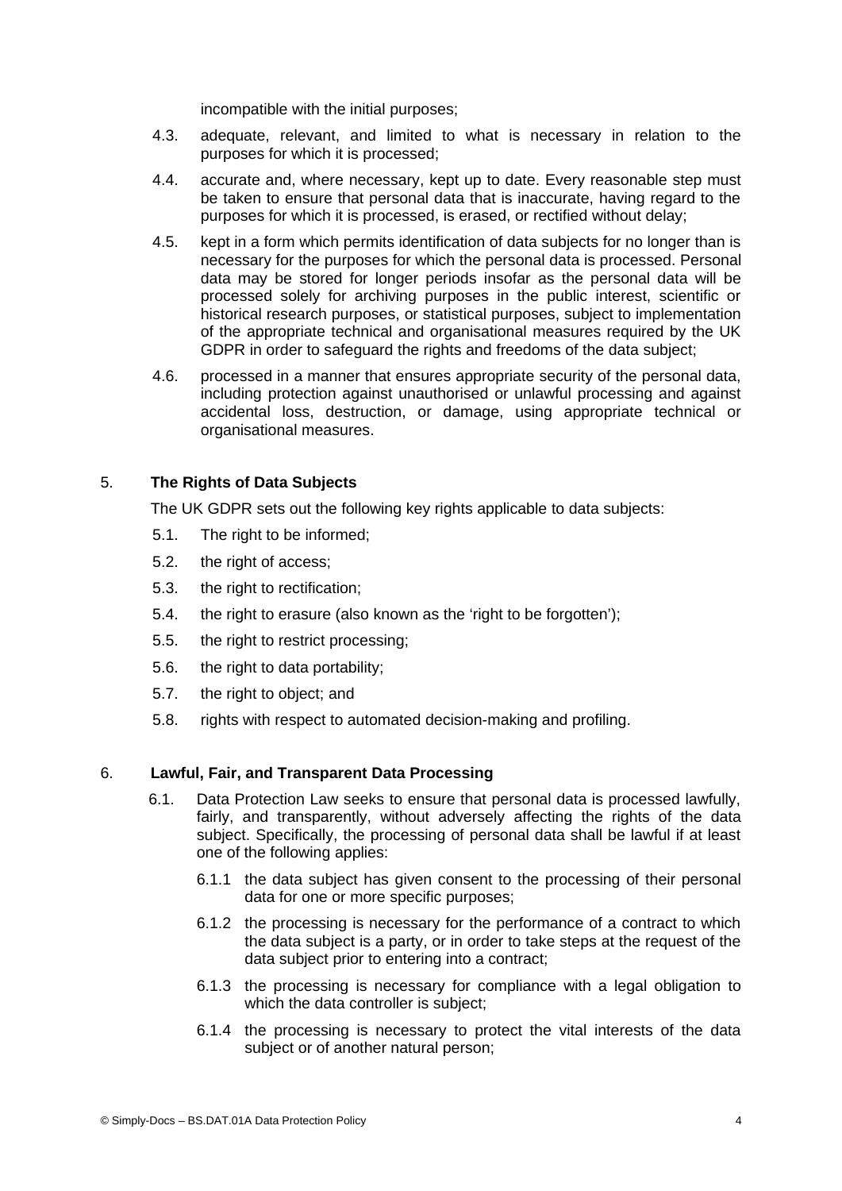incompatible with the initial purposes;

4.3. adequate, relevant, and limited to what is necessary in relation to the purposes for which it is processed;

4.4. accurate and, where necessary, kept up to date. Every reasonable step must be taken to ensure that personal data that is inaccurate, having regard to the purposes for which it is processed, is erased, or rectified without delay;

4.5. kept in a form which permits identification of data subjects for no longer than is necessary for the purposes for which the personal data is processed. Personal data may be stored for longer periods insofar as the personal data will be processed solely for archiving purposes in the public interest, scientific or historical research purposes, or statistical purposes, subject to implementation of the appropriate technical and organisational measures required by the UK GDPR in order to safeguard the rights and freedoms of the data subject;

4.6. processed in a manner that ensures appropriate security of the personal data, including protection against unauthorised or unlawful processing and against accidental loss, destruction, or damage, using appropriate technical or organisational measures.

## 5. The Rights of Data Subjects

The UK GDPR sets out the following key rights applicable to data subjects:

5.1. The right to be informed;

5.2. the right of access;

5.3. the right to rectification;

5.4. the right to erasure (also known as the 'right to be forgotten');

5.5. the right to restrict processing;

5.6. the right to data portability;

5.7. the right to object; and

5.8. rights with respect to automated decision-making and profiling.

## 6. Lawful, Fair, and Transparent Data Processing

6.1. Data Protection Law seeks to ensure that personal data is processed lawfully, fairly, and transparently, without adversely affecting the rights of the data subject. Specifically, the processing of personal data shall be lawful if at least one of the following applies:

6.1.1 the data subject has given consent to the processing of their personal data for one or more specific purposes;

6.1.2 the processing is necessary for the performance of a contract to which the data subject is a party, or in order to take steps at the request of the data subject prior to entering into a contract;

6.1.3 the processing is necessary for compliance with a legal obligation to which the data controller is subject;

6.1.4 the processing is necessary to protect the vital interests of the data subject or of another natural person;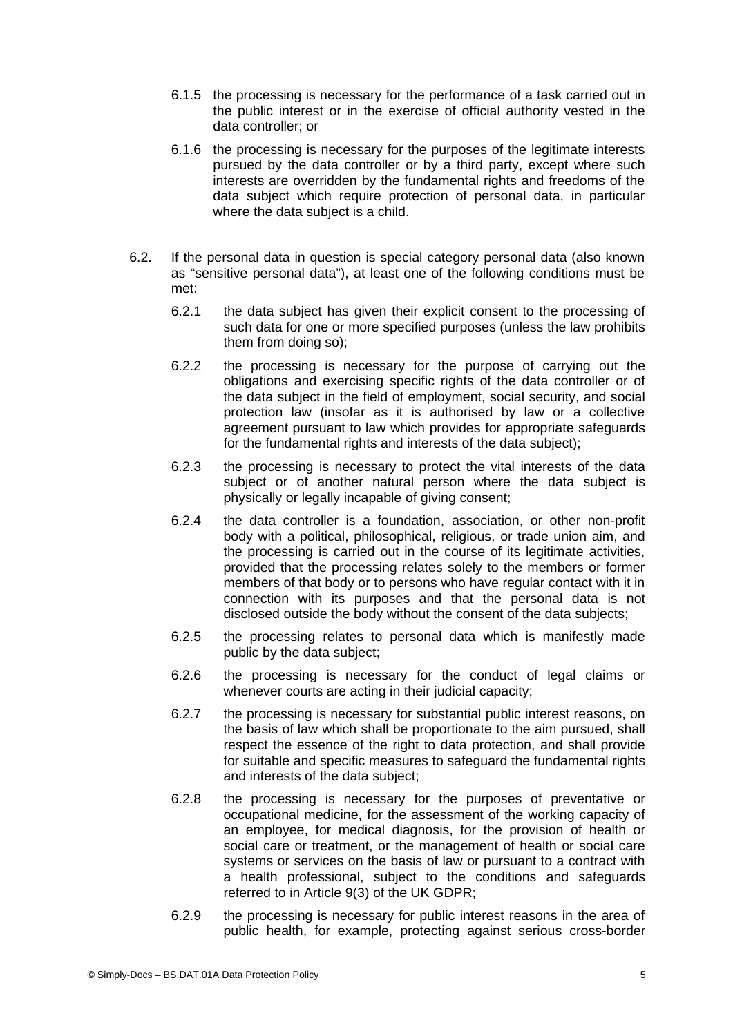6.1.5 the processing is necessary for the performance of a task carried out in the public interest or in the exercise of official authority vested in the data controller; or

6.1.6 the processing is necessary for the purposes of the legitimate interests pursued by the data controller or by a third party, except where such interests are overridden by the fundamental rights and freedoms of the data subject which require protection of personal data, in particular where the data subject is a child.

6.2. If the personal data in question is special category personal data (also known as "sensitive personal data"), at least one of the following conditions must be met:

6.2.1 the data subject has given their explicit consent to the processing of such data for one or more specified purposes (unless the law prohibits them from doing so);

6.2.2 the processing is necessary for the purpose of carrying out the obligations and exercising specific rights of the data controller or of the data subject in the field of employment, social security, and social protection law (insofar as it is authorised by law or a collective agreement pursuant to law which provides for appropriate safeguards for the fundamental rights and interests of the data subject);

6.2.3 the processing is necessary to protect the vital interests of the data subject or of another natural person where the data subject is physically or legally incapable of giving consent;

6.2.4 the data controller is a foundation, association, or other non-profit body with a political, philosophical, religious, or trade union aim, and the processing is carried out in the course of its legitimate activities, provided that the processing relates solely to the members or former members of that body or to persons who have regular contact with it in connection with its purposes and that the personal data is not disclosed outside the body without the consent of the data subjects;

6.2.5 the processing relates to personal data which is manifestly made public by the data subject;

6.2.6 the processing is necessary for the conduct of legal claims or whenever courts are acting in their judicial capacity;

6.2.7 the processing is necessary for substantial public interest reasons, on the basis of law which shall be proportionate to the aim pursued, shall respect the essence of the right to data protection, and shall provide for suitable and specific measures to safeguard the fundamental rights and interests of the data subject;

6.2.8 the processing is necessary for the purposes of preventative or occupational medicine, for the assessment of the working capacity of an employee, for medical diagnosis, for the provision of health or social care or treatment, or the management of health or social care systems or services on the basis of law or pursuant to a contract with a health professional, subject to the conditions and safeguards referred to in Article 9(3) of the UK GDPR;

6.2.9 the processing is necessary for public interest reasons in the area of public health, for example, protecting against serious cross-border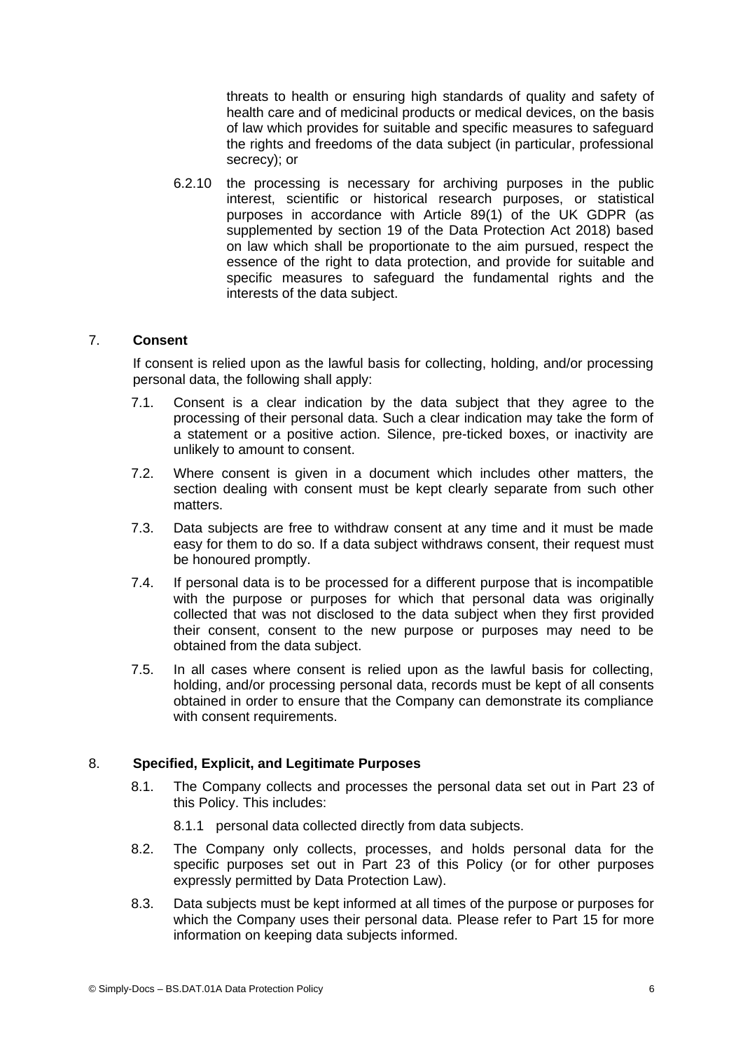threats to health or ensuring high standards of quality and safety of health care and of medicinal products or medical devices, on the basis of law which provides for suitable and specific measures to safeguard the rights and freedoms of the data subject (in particular, professional secrecy); or

6.2.10 the processing is necessary for archiving purposes in the public interest, scientific or historical research purposes, or statistical purposes in accordance with Article 89(1) of the UK GDPR (as supplemented by section 19 of the Data Protection Act 2018) based on law which shall be proportionate to the aim pursued, respect the essence of the right to data protection, and provide for suitable and specific measures to safeguard the fundamental rights and the interests of the data subject.

## 7. **Consent**

If consent is relied upon as the lawful basis for collecting, holding, and/or processing personal data, the following shall apply:

7.1. Consent is a clear indication by the data subject that they agree to the processing of their personal data. Such a clear indication may take the form of a statement or a positive action. Silence, pre-ticked boxes, or inactivity are unlikely to amount to consent.

7.2. Where consent is given in a document which includes other matters, the section dealing with consent must be kept clearly separate from such other matters.

7.3. Data subjects are free to withdraw consent at any time and it must be made easy for them to do so. If a data subject withdraws consent, their request must be honoured promptly.

7.4. If personal data is to be processed for a different purpose that is incompatible with the purpose or purposes for which that personal data was originally collected that was not disclosed to the data subject when they first provided their consent, consent to the new purpose or purposes may need to be obtained from the data subject.

7.5. In all cases where consent is relied upon as the lawful basis for collecting, holding, and/or processing personal data, records must be kept of all consents obtained in order to ensure that the Company can demonstrate its compliance with consent requirements.

## 8. **Specified, Explicit, and Legitimate Purposes**

8.1. The Company collects and processes the personal data set out in Part 23 of this Policy. This includes:

8.1.1 personal data collected directly from data subjects.

8.2. The Company only collects, processes, and holds personal data for the specific purposes set out in Part 23 of this Policy (or for other purposes expressly permitted by Data Protection Law).

8.3. Data subjects must be kept informed at all times of the purpose or purposes for which the Company uses their personal data. Please refer to Part 15 for more information on keeping data subjects informed.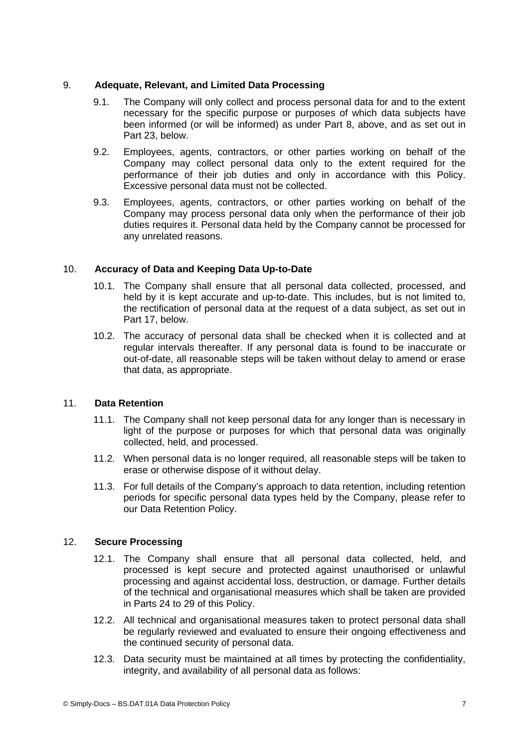## 9. Adequate, Relevant, and Limited Data Processing

9.1. The Company will only collect and process personal data for and to the extent necessary for the specific purpose or purposes of which data subjects have been informed (or will be informed) as under Part 8, above, and as set out in Part 23, below.

9.2. Employees, agents, contractors, or other parties working on behalf of the Company may collect personal data only to the extent required for the performance of their job duties and only in accordance with this Policy. Excessive personal data must not be collected.

9.3. Employees, agents, contractors, or other parties working on behalf of the Company may process personal data only when the performance of their job duties requires it. Personal data held by the Company cannot be processed for any unrelated reasons.

## 10. Accuracy of Data and Keeping Data Up-to-Date

10.1. The Company shall ensure that all personal data collected, processed, and held by it is kept accurate and up-to-date. This includes, but is not limited to, the rectification of personal data at the request of a data subject, as set out in Part 17, below.

10.2. The accuracy of personal data shall be checked when it is collected and at regular intervals thereafter. If any personal data is found to be inaccurate or out-of-date, all reasonable steps will be taken without delay to amend or erase that data, as appropriate.

## 11. Data Retention

11.1. The Company shall not keep personal data for any longer than is necessary in light of the purpose or purposes for which that personal data was originally collected, held, and processed.

11.2. When personal data is no longer required, all reasonable steps will be taken to erase or otherwise dispose of it without delay.

11.3. For full details of the Company's approach to data retention, including retention periods for specific personal data types held by the Company, please refer to our Data Retention Policy.

## 12. Secure Processing

12.1. The Company shall ensure that all personal data collected, held, and processed is kept secure and protected against unauthorised or unlawful processing and against accidental loss, destruction, or damage. Further details of the technical and organisational measures which shall be taken are provided in Parts 24 to 29 of this Policy.

12.2. All technical and organisational measures taken to protect personal data shall be regularly reviewed and evaluated to ensure their ongoing effectiveness and the continued security of personal data.

12.3. Data security must be maintained at all times by protecting the confidentiality, integrity, and availability of all personal data as follows: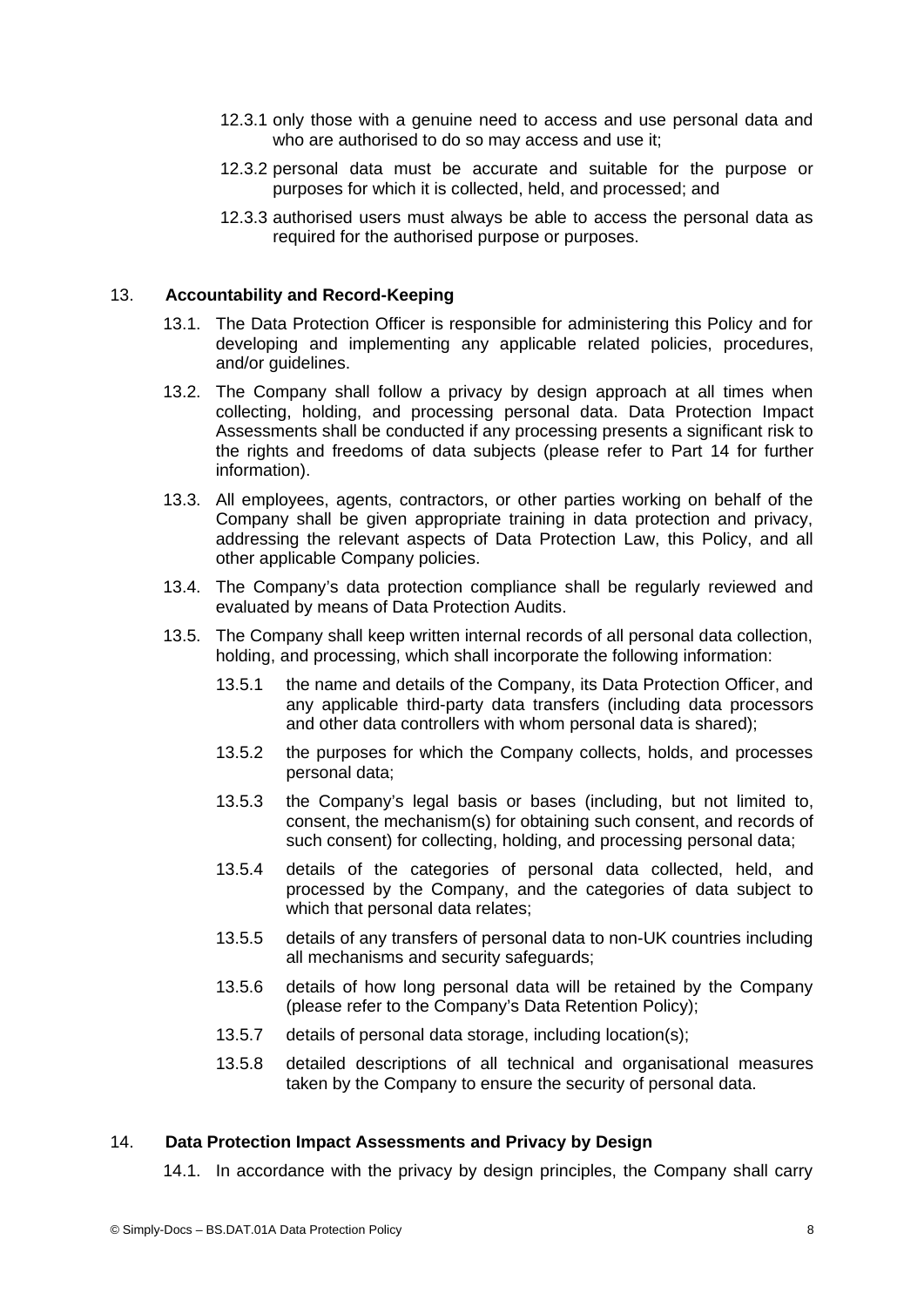12.3.1 only those with a genuine need to access and use personal data and who are authorised to do so may access and use it;

12.3.2 personal data must be accurate and suitable for the purpose or purposes for which it is collected, held, and processed; and

12.3.3 authorised users must always be able to access the personal data as required for the authorised purpose or purposes.

## 13. Accountability and Record-Keeping

13.1. The Data Protection Officer is responsible for administering this Policy and for developing and implementing any applicable related policies, procedures, and/or guidelines.

13.2. The Company shall follow a privacy by design approach at all times when collecting, holding, and processing personal data. Data Protection Impact Assessments shall be conducted if any processing presents a significant risk to the rights and freedoms of data subjects (please refer to Part 14 for further information).

13.3. All employees, agents, contractors, or other parties working on behalf of the Company shall be given appropriate training in data protection and privacy, addressing the relevant aspects of Data Protection Law, this Policy, and all other applicable Company policies.

13.4. The Company's data protection compliance shall be regularly reviewed and evaluated by means of Data Protection Audits.

13.5. The Company shall keep written internal records of all personal data collection, holding, and processing, which shall incorporate the following information:

13.5.1 the name and details of the Company, its Data Protection Officer, and any applicable third-party data transfers (including data processors and other data controllers with whom personal data is shared);

13.5.2 the purposes for which the Company collects, holds, and processes personal data;

13.5.3 the Company's legal basis or bases (including, but not limited to, consent, the mechanism(s) for obtaining such consent, and records of such consent) for collecting, holding, and processing personal data;

13.5.4 details of the categories of personal data collected, held, and processed by the Company, and the categories of data subject to which that personal data relates;

13.5.5 details of any transfers of personal data to non-UK countries including all mechanisms and security safeguards;

13.5.6 details of how long personal data will be retained by the Company (please refer to the Company's Data Retention Policy);

13.5.7 details of personal data storage, including location(s);

13.5.8 detailed descriptions of all technical and organisational measures taken by the Company to ensure the security of personal data.

## 14. Data Protection Impact Assessments and Privacy by Design

14.1. In accordance with the privacy by design principles, the Company shall carry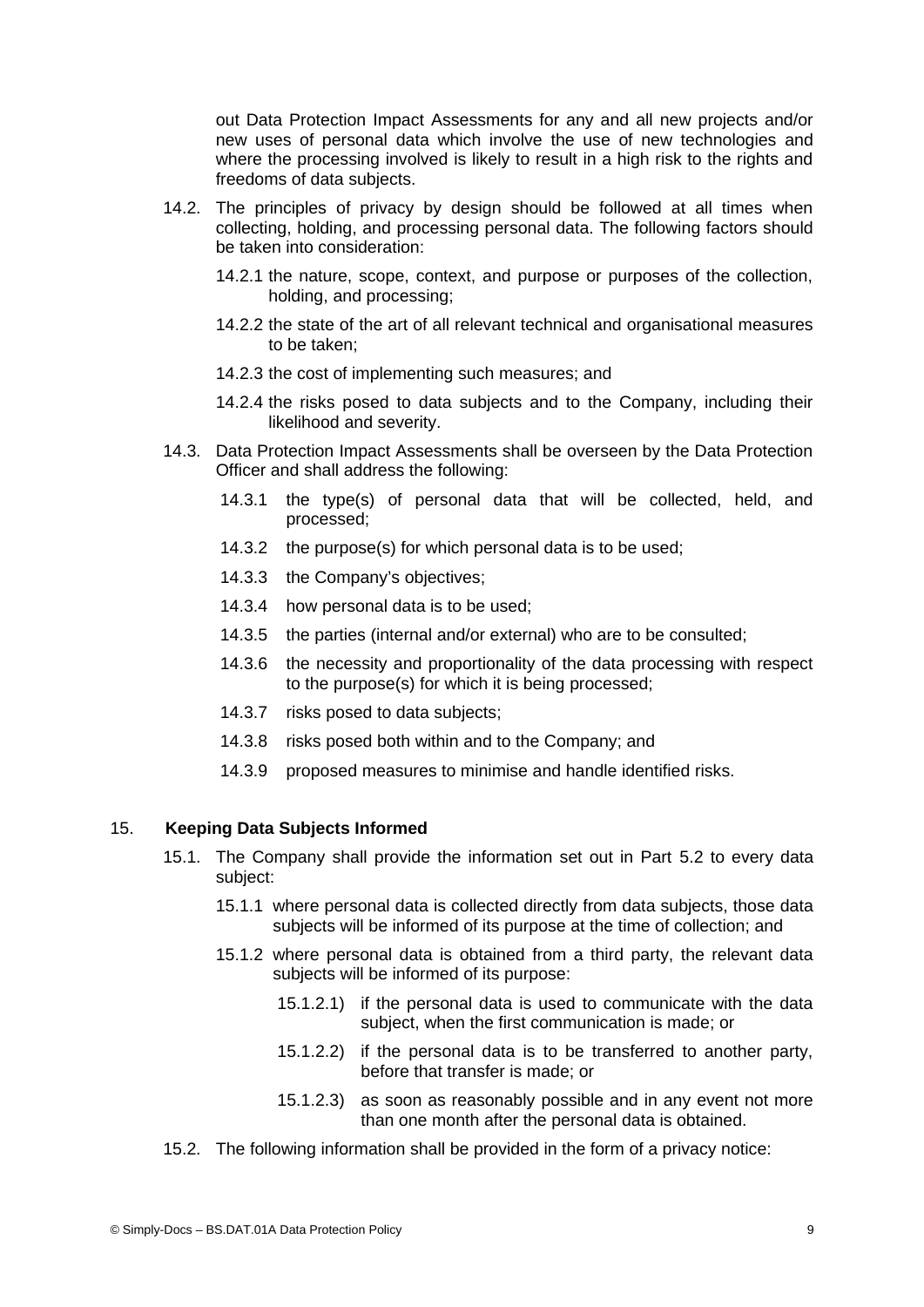out Data Protection Impact Assessments for any and all new projects and/or new uses of personal data which involve the use of new technologies and where the processing involved is likely to result in a high risk to the rights and freedoms of data subjects.

14.2. The principles of privacy by design should be followed at all times when collecting, holding, and processing personal data. The following factors should be taken into consideration:

14.2.1 the nature, scope, context, and purpose or purposes of the collection, holding, and processing;

14.2.2 the state of the art of all relevant technical and organisational measures to be taken;

14.2.3 the cost of implementing such measures; and

14.2.4 the risks posed to data subjects and to the Company, including their likelihood and severity.

14.3. Data Protection Impact Assessments shall be overseen by the Data Protection Officer and shall address the following:

14.3.1 the type(s) of personal data that will be collected, held, and processed;

14.3.2 the purpose(s) for which personal data is to be used;

14.3.3 the Company's objectives;

14.3.4 how personal data is to be used;

14.3.5 the parties (internal and/or external) who are to be consulted;

14.3.6 the necessity and proportionality of the data processing with respect to the purpose(s) for which it is being processed;

14.3.7 risks posed to data subjects;

14.3.8 risks posed both within and to the Company; and

14.3.9 proposed measures to minimise and handle identified risks.

## 15. **Keeping Data Subjects Informed**

15.1. The Company shall provide the information set out in Part 5.2 to every data subject:

15.1.1 where personal data is collected directly from data subjects, those data subjects will be informed of its purpose at the time of collection; and

15.1.2 where personal data is obtained from a third party, the relevant data subjects will be informed of its purpose:

15.1.2.1) if the personal data is used to communicate with the data subject, when the first communication is made; or

15.1.2.2) if the personal data is to be transferred to another party, before that transfer is made; or

15.1.2.3) as soon as reasonably possible and in any event not more than one month after the personal data is obtained.

15.2. The following information shall be provided in the form of a privacy notice: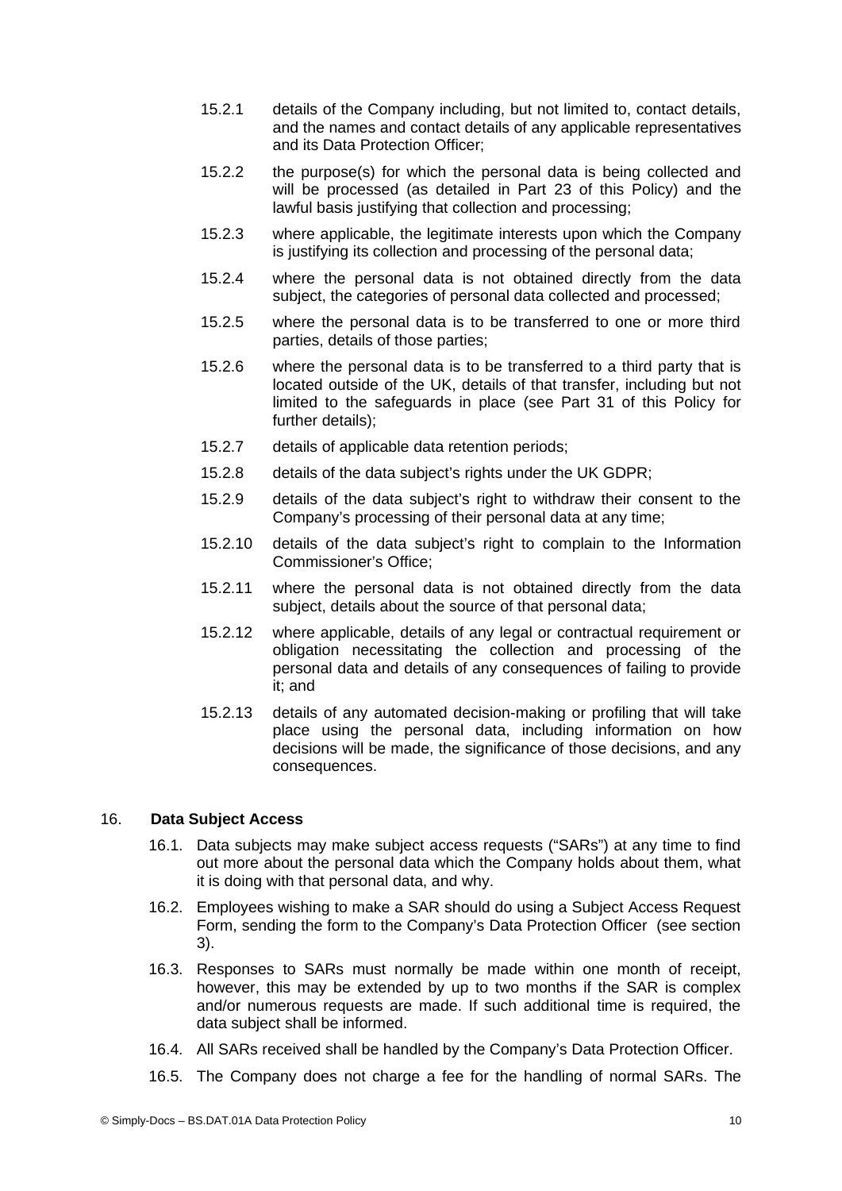15.2.1 details of the Company including, but not limited to, contact details, and the names and contact details of any applicable representatives and its Data Protection Officer;

15.2.2 the purpose(s) for which the personal data is being collected and will be processed (as detailed in Part 23 of this Policy) and the lawful basis justifying that collection and processing;

15.2.3 where applicable, the legitimate interests upon which the Company is justifying its collection and processing of the personal data;

15.2.4 where the personal data is not obtained directly from the data subject, the categories of personal data collected and processed;

15.2.5 where the personal data is to be transferred to one or more third parties, details of those parties;

15.2.6 where the personal data is to be transferred to a third party that is located outside of the UK, details of that transfer, including but not limited to the safeguards in place (see Part 31 of this Policy for further details);

15.2.7 details of applicable data retention periods;

15.2.8 details of the data subject's rights under the UK GDPR;

15.2.9 details of the data subject's right to withdraw their consent to the Company's processing of their personal data at any time;

15.2.10 details of the data subject's right to complain to the Information Commissioner's Office;

15.2.11 where the personal data is not obtained directly from the data subject, details about the source of that personal data;

15.2.12 where applicable, details of any legal or contractual requirement or obligation necessitating the collection and processing of the personal data and details of any consequences of failing to provide it; and

15.2.13 details of any automated decision-making or profiling that will take place using the personal data, including information on how decisions will be made, the significance of those decisions, and any consequences.

## 16. Data Subject Access

16.1. Data subjects may make subject access requests ("SARs") at any time to find out more about the personal data which the Company holds about them, what it is doing with that personal data, and why.

16.2. Employees wishing to make a SAR should do using a Subject Access Request Form, sending the form to the Company's Data Protection Officer (see section 3).

16.3. Responses to SARs must normally be made within one month of receipt, however, this may be extended by up to two months if the SAR is complex and/or numerous requests are made. If such additional time is required, the data subject shall be informed.

16.4. All SARs received shall be handled by the Company's Data Protection Officer.

16.5. The Company does not charge a fee for the handling of normal SARs. The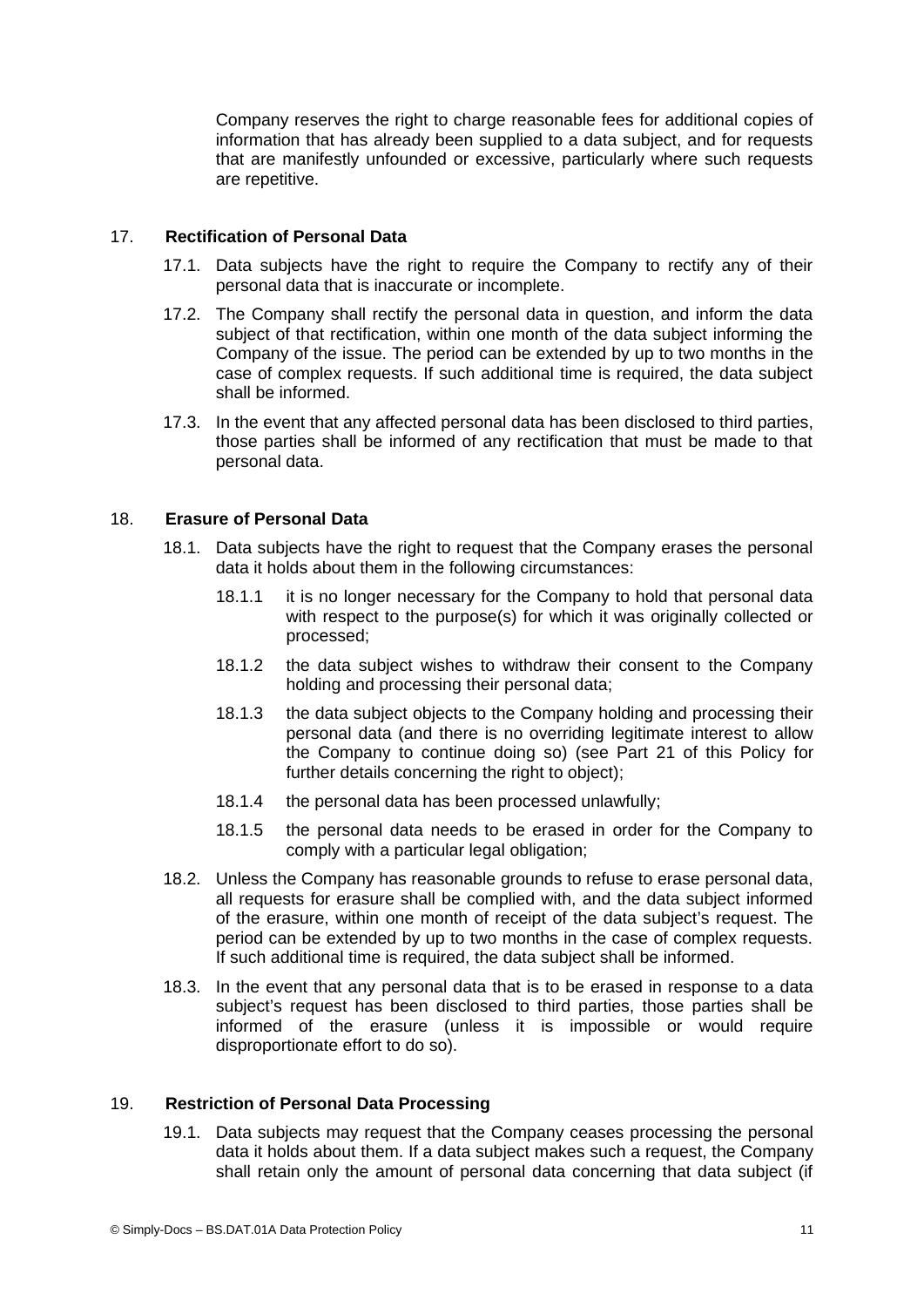Company reserves the right to charge reasonable fees for additional copies of information that has already been supplied to a data subject, and for requests that are manifestly unfounded or excessive, particularly where such requests are repetitive.

## 17. Rectification of Personal Data

17.1. Data subjects have the right to require the Company to rectify any of their personal data that is inaccurate or incomplete.

17.2. The Company shall rectify the personal data in question, and inform the data subject of that rectification, within one month of the data subject informing the Company of the issue. The period can be extended by up to two months in the case of complex requests. If such additional time is required, the data subject shall be informed.

17.3. In the event that any affected personal data has been disclosed to third parties, those parties shall be informed of any rectification that must be made to that personal data.

## 18. Erasure of Personal Data

18.1. Data subjects have the right to request that the Company erases the personal data it holds about them in the following circumstances:

18.1.1 it is no longer necessary for the Company to hold that personal data with respect to the purpose(s) for which it was originally collected or processed;

18.1.2 the data subject wishes to withdraw their consent to the Company holding and processing their personal data;

18.1.3 the data subject objects to the Company holding and processing their personal data (and there is no overriding legitimate interest to allow the Company to continue doing so) (see Part 21 of this Policy for further details concerning the right to object);

18.1.4 the personal data has been processed unlawfully;

18.1.5 the personal data needs to be erased in order for the Company to comply with a particular legal obligation;

18.2. Unless the Company has reasonable grounds to refuse to erase personal data, all requests for erasure shall be complied with, and the data subject informed of the erasure, within one month of receipt of the data subject's request. The period can be extended by up to two months in the case of complex requests. If such additional time is required, the data subject shall be informed.

18.3. In the event that any personal data that is to be erased in response to a data subject's request has been disclosed to third parties, those parties shall be informed of the erasure (unless it is impossible or would require disproportionate effort to do so).

## 19. Restriction of Personal Data Processing

19.1. Data subjects may request that the Company ceases processing the personal data it holds about them. If a data subject makes such a request, the Company shall retain only the amount of personal data concerning that data subject (if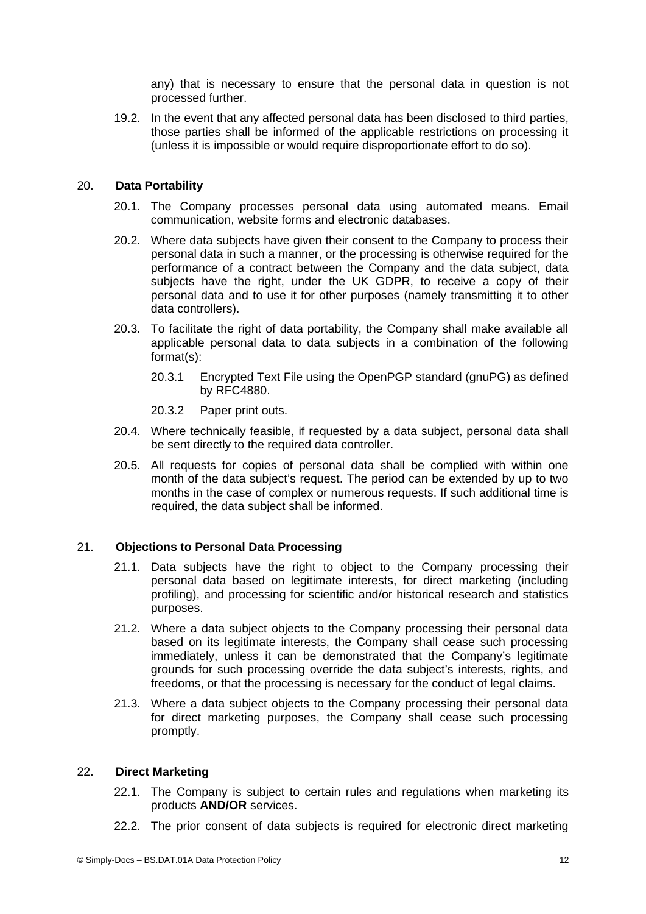any) that is necessary to ensure that the personal data in question is not processed further.

19.2. In the event that any affected personal data has been disclosed to third parties, those parties shall be informed of the applicable restrictions on processing it (unless it is impossible or would require disproportionate effort to do so).

## 20. Data Portability

20.1. The Company processes personal data using automated means. Email communication, website forms and electronic databases.

20.2. Where data subjects have given their consent to the Company to process their personal data in such a manner, or the processing is otherwise required for the performance of a contract between the Company and the data subject, data subjects have the right, under the UK GDPR, to receive a copy of their personal data and to use it for other purposes (namely transmitting it to other data controllers).

20.3. To facilitate the right of data portability, the Company shall make available all applicable personal data to data subjects in a combination of the following format(s):

20.3.1 Encrypted Text File using the OpenPGP standard (gnuPG) as defined by RFC4880.

20.3.2 Paper print outs.

20.4. Where technically feasible, if requested by a data subject, personal data shall be sent directly to the required data controller.

20.5. All requests for copies of personal data shall be complied with within one month of the data subject's request. The period can be extended by up to two months in the case of complex or numerous requests. If such additional time is required, the data subject shall be informed.

## 21. Objections to Personal Data Processing

21.1. Data subjects have the right to object to the Company processing their personal data based on legitimate interests, for direct marketing (including profiling), and processing for scientific and/or historical research and statistics purposes.

21.2. Where a data subject objects to the Company processing their personal data based on its legitimate interests, the Company shall cease such processing immediately, unless it can be demonstrated that the Company's legitimate grounds for such processing override the data subject's interests, rights, and freedoms, or that the processing is necessary for the conduct of legal claims.

21.3. Where a data subject objects to the Company processing their personal data for direct marketing purposes, the Company shall cease such processing promptly.

## 22. Direct Marketing

22.1. The Company is subject to certain rules and regulations when marketing its products **AND/OR** services.

22.2. The prior consent of data subjects is required for electronic direct marketing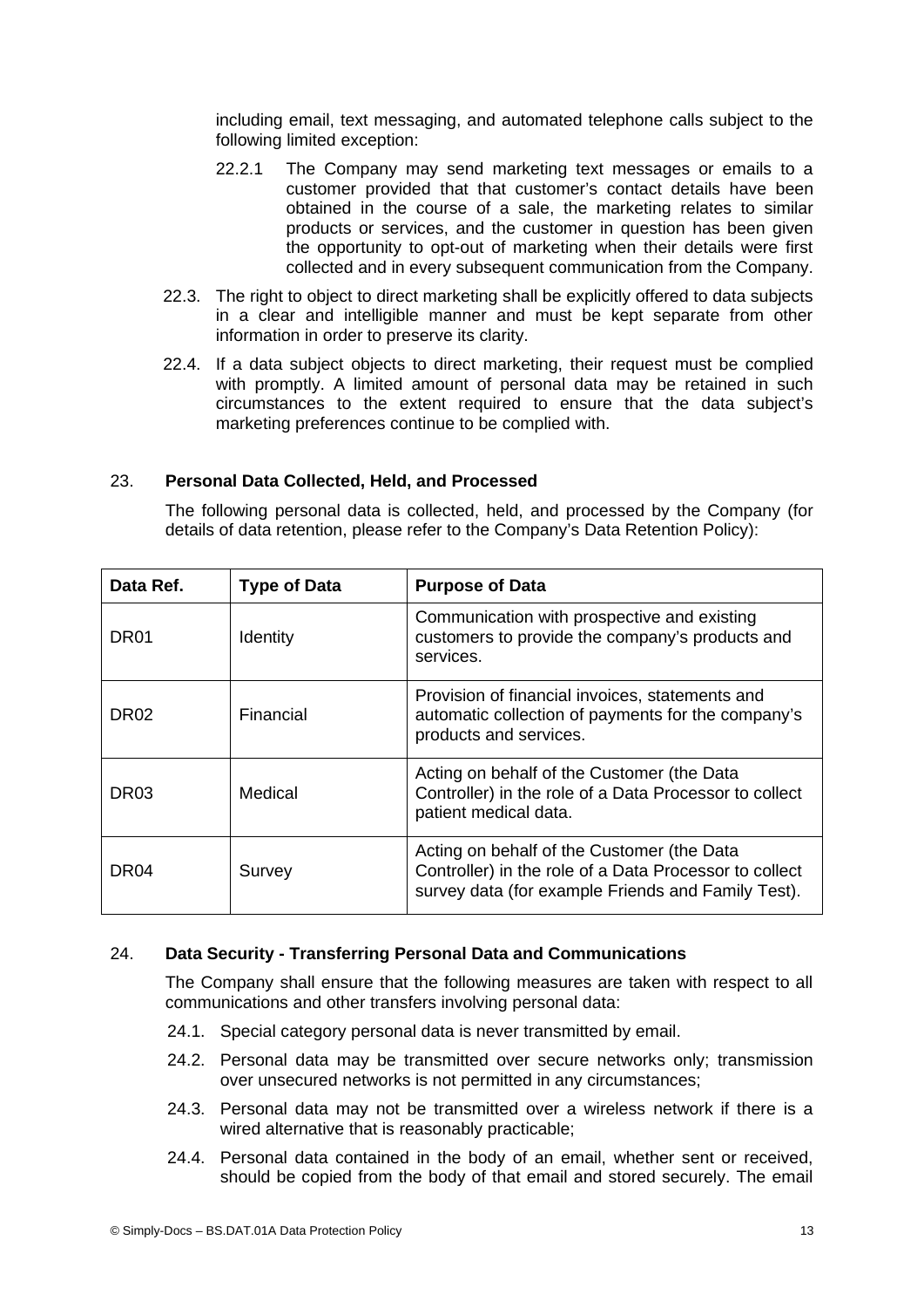including email, text messaging, and automated telephone calls subject to the following limited exception:

22.2.1 The Company may send marketing text messages or emails to a customer provided that that customer's contact details have been obtained in the course of a sale, the marketing relates to similar products or services, and the customer in question has been given the opportunity to opt-out of marketing when their details were first collected and in every subsequent communication from the Company.

22.3. The right to object to direct marketing shall be explicitly offered to data subjects in a clear and intelligible manner and must be kept separate from other information in order to preserve its clarity.

22.4. If a data subject objects to direct marketing, their request must be complied with promptly. A limited amount of personal data may be retained in such circumstances to the extent required to ensure that the data subject's marketing preferences continue to be complied with.

## 23. **Personal Data Collected, Held, and Processed**

The following personal data is collected, held, and processed by the Company (for details of data retention, please refer to the Company's Data Retention Policy):

| Data Ref. | Type of Data | Purpose of Data |
|---|---|---|
| DR01 | Identity | Communication with prospective and existing customers to provide the company's products and services. |
| DR02 | Financial | Provision of financial invoices, statements and automatic collection of payments for the company's products and services. |
| DR03 | Medical | Acting on behalf of the Customer (the Data Controller) in the role of a Data Processor to collect patient medical data. |
| DR04 | Survey | Acting on behalf of the Customer (the Data Controller) in the role of a Data Processor to collect survey data (for example Friends and Family Test). |

## 24. **Data Security - Transferring Personal Data and Communications**

The Company shall ensure that the following measures are taken with respect to all communications and other transfers involving personal data:

24.1. Special category personal data is never transmitted by email.

24.2. Personal data may be transmitted over secure networks only; transmission over unsecured networks is not permitted in any circumstances;

24.3. Personal data may not be transmitted over a wireless network if there is a wired alternative that is reasonably practicable;

24.4. Personal data contained in the body of an email, whether sent or received, should be copied from the body of that email and stored securely. The email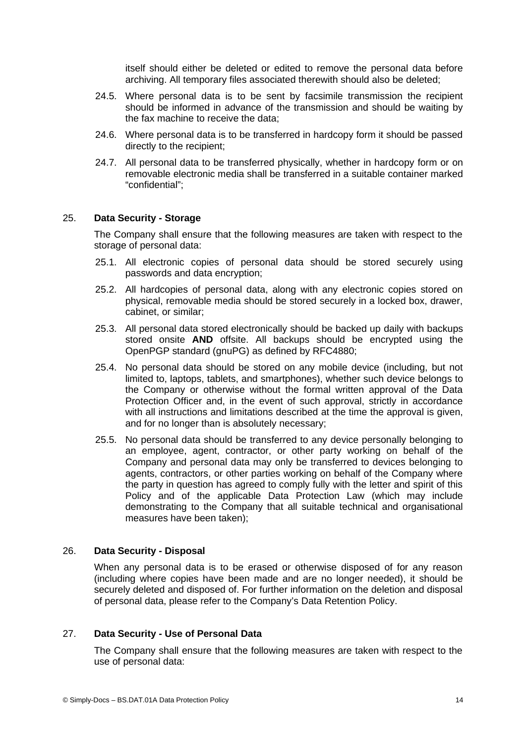itself should either be deleted or edited to remove the personal data before archiving. All temporary files associated therewith should also be deleted;

24.5. Where personal data is to be sent by facsimile transmission the recipient should be informed in advance of the transmission and should be waiting by the fax machine to receive the data;

24.6. Where personal data is to be transferred in hardcopy form it should be passed directly to the recipient;

24.7. All personal data to be transferred physically, whether in hardcopy form or on removable electronic media shall be transferred in a suitable container marked "confidential";

## 25. Data Security - Storage

The Company shall ensure that the following measures are taken with respect to the storage of personal data:

25.1. All electronic copies of personal data should be stored securely using passwords and data encryption;

25.2. All hardcopies of personal data, along with any electronic copies stored on physical, removable media should be stored securely in a locked box, drawer, cabinet, or similar;

25.3. All personal data stored electronically should be backed up daily with backups stored onsite **AND** offsite. All backups should be encrypted using the OpenPGP standard (gnuPG) as defined by RFC4880;

25.4. No personal data should be stored on any mobile device (including, but not limited to, laptops, tablets, and smartphones), whether such device belongs to the Company or otherwise without the formal written approval of the Data Protection Officer and, in the event of such approval, strictly in accordance with all instructions and limitations described at the time the approval is given, and for no longer than is absolutely necessary;

25.5. No personal data should be transferred to any device personally belonging to an employee, agent, contractor, or other party working on behalf of the Company and personal data may only be transferred to devices belonging to agents, contractors, or other parties working on behalf of the Company where the party in question has agreed to comply fully with the letter and spirit of this Policy and of the applicable Data Protection Law (which may include demonstrating to the Company that all suitable technical and organisational measures have been taken);

## 26. Data Security - Disposal

When any personal data is to be erased or otherwise disposed of for any reason (including where copies have been made and are no longer needed), it should be securely deleted and disposed of. For further information on the deletion and disposal of personal data, please refer to the Company's Data Retention Policy.

## 27. Data Security - Use of Personal Data

The Company shall ensure that the following measures are taken with respect to the use of personal data: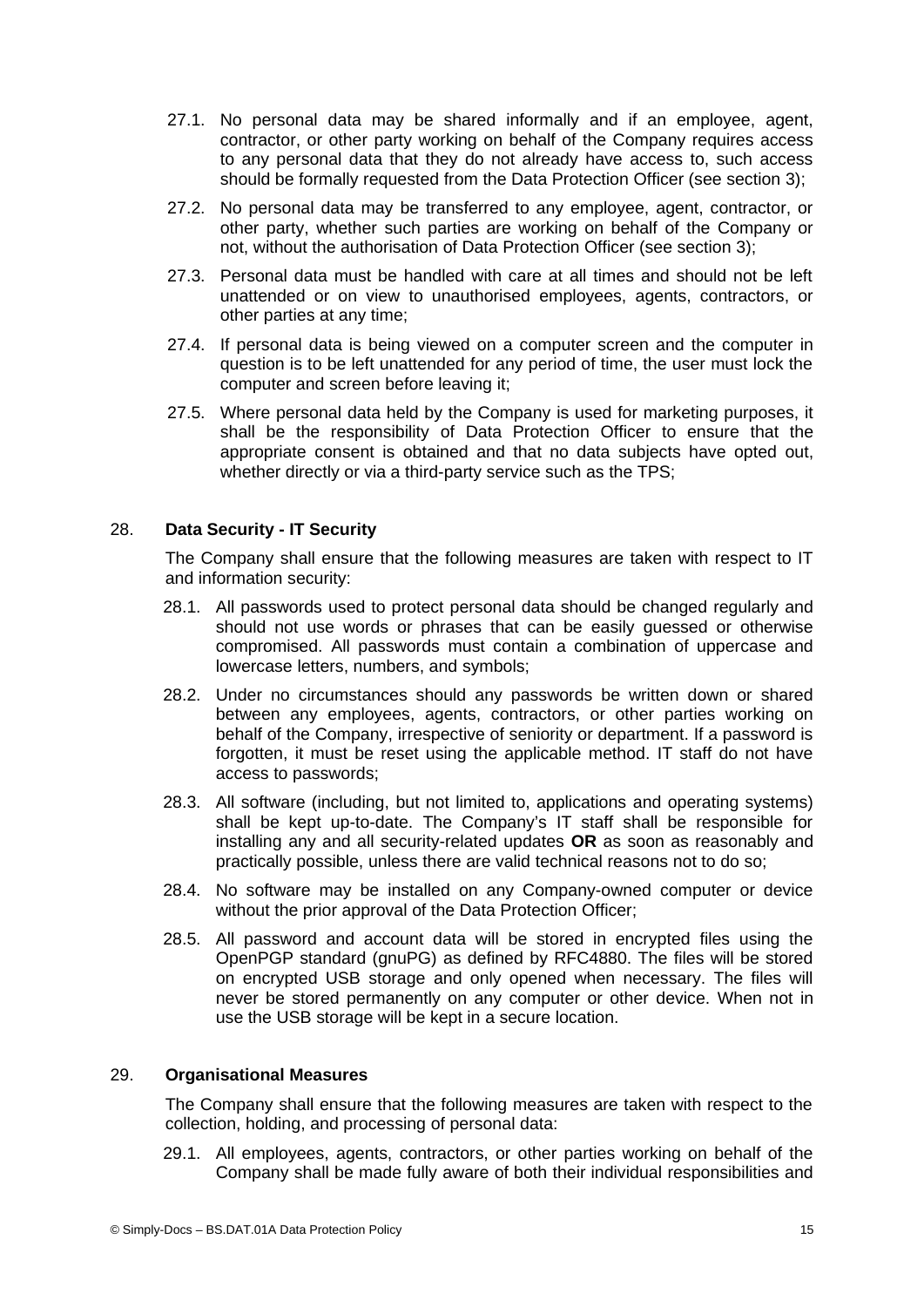27.1. No personal data may be shared informally and if an employee, agent, contractor, or other party working on behalf of the Company requires access to any personal data that they do not already have access to, such access should be formally requested from the Data Protection Officer (see section 3);

27.2. No personal data may be transferred to any employee, agent, contractor, or other party, whether such parties are working on behalf of the Company or not, without the authorisation of Data Protection Officer (see section 3);

27.3. Personal data must be handled with care at all times and should not be left unattended or on view to unauthorised employees, agents, contractors, or other parties at any time;

27.4. If personal data is being viewed on a computer screen and the computer in question is to be left unattended for any period of time, the user must lock the computer and screen before leaving it;

27.5. Where personal data held by the Company is used for marketing purposes, it shall be the responsibility of Data Protection Officer to ensure that the appropriate consent is obtained and that no data subjects have opted out, whether directly or via a third-party service such as the TPS;

## 28. Data Security - IT Security

The Company shall ensure that the following measures are taken with respect to IT and information security:

28.1. All passwords used to protect personal data should be changed regularly and should not use words or phrases that can be easily guessed or otherwise compromised. All passwords must contain a combination of uppercase and lowercase letters, numbers, and symbols;

28.2. Under no circumstances should any passwords be written down or shared between any employees, agents, contractors, or other parties working on behalf of the Company, irrespective of seniority or department. If a password is forgotten, it must be reset using the applicable method. IT staff do not have access to passwords;

28.3. All software (including, but not limited to, applications and operating systems) shall be kept up-to-date. The Company's IT staff shall be responsible for installing any and all security-related updates **OR** as soon as reasonably and practically possible, unless there are valid technical reasons not to do so;

28.4. No software may be installed on any Company-owned computer or device without the prior approval of the Data Protection Officer;

28.5. All password and account data will be stored in encrypted files using the OpenPGP standard (gnuPG) as defined by RFC4880. The files will be stored on encrypted USB storage and only opened when necessary. The files will never be stored permanently on any computer or other device. When not in use the USB storage will be kept in a secure location.

## 29. Organisational Measures

The Company shall ensure that the following measures are taken with respect to the collection, holding, and processing of personal data:

29.1. All employees, agents, contractors, or other parties working on behalf of the Company shall be made fully aware of both their individual responsibilities and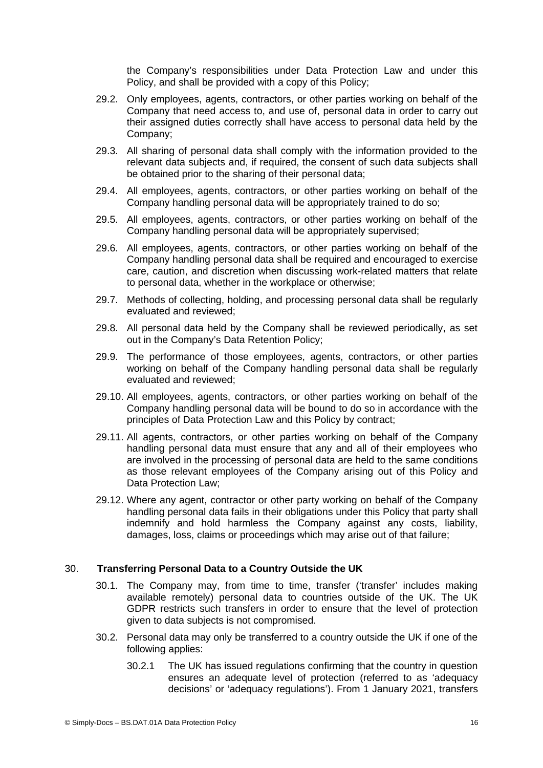the Company's responsibilities under Data Protection Law and under this Policy, and shall be provided with a copy of this Policy;

29.2. Only employees, agents, contractors, or other parties working on behalf of the Company that need access to, and use of, personal data in order to carry out their assigned duties correctly shall have access to personal data held by the Company;

29.3. All sharing of personal data shall comply with the information provided to the relevant data subjects and, if required, the consent of such data subjects shall be obtained prior to the sharing of their personal data;

29.4. All employees, agents, contractors, or other parties working on behalf of the Company handling personal data will be appropriately trained to do so;

29.5. All employees, agents, contractors, or other parties working on behalf of the Company handling personal data will be appropriately supervised;

29.6. All employees, agents, contractors, or other parties working on behalf of the Company handling personal data shall be required and encouraged to exercise care, caution, and discretion when discussing work-related matters that relate to personal data, whether in the workplace or otherwise;

29.7. Methods of collecting, holding, and processing personal data shall be regularly evaluated and reviewed;

29.8. All personal data held by the Company shall be reviewed periodically, as set out in the Company's Data Retention Policy;

29.9. The performance of those employees, agents, contractors, or other parties working on behalf of the Company handling personal data shall be regularly evaluated and reviewed;

29.10. All employees, agents, contractors, or other parties working on behalf of the Company handling personal data will be bound to do so in accordance with the principles of Data Protection Law and this Policy by contract;

29.11. All agents, contractors, or other parties working on behalf of the Company handling personal data must ensure that any and all of their employees who are involved in the processing of personal data are held to the same conditions as those relevant employees of the Company arising out of this Policy and Data Protection Law;

29.12. Where any agent, contractor or other party working on behalf of the Company handling personal data fails in their obligations under this Policy that party shall indemnify and hold harmless the Company against any costs, liability, damages, loss, claims or proceedings which may arise out of that failure;

## 30. Transferring Personal Data to a Country Outside the UK

30.1. The Company may, from time to time, transfer ('transfer' includes making available remotely) personal data to countries outside of the UK. The UK GDPR restricts such transfers in order to ensure that the level of protection given to data subjects is not compromised.

30.2. Personal data may only be transferred to a country outside the UK if one of the following applies:

30.2.1 The UK has issued regulations confirming that the country in question ensures an adequate level of protection (referred to as 'adequacy decisions' or 'adequacy regulations'). From 1 January 2021, transfers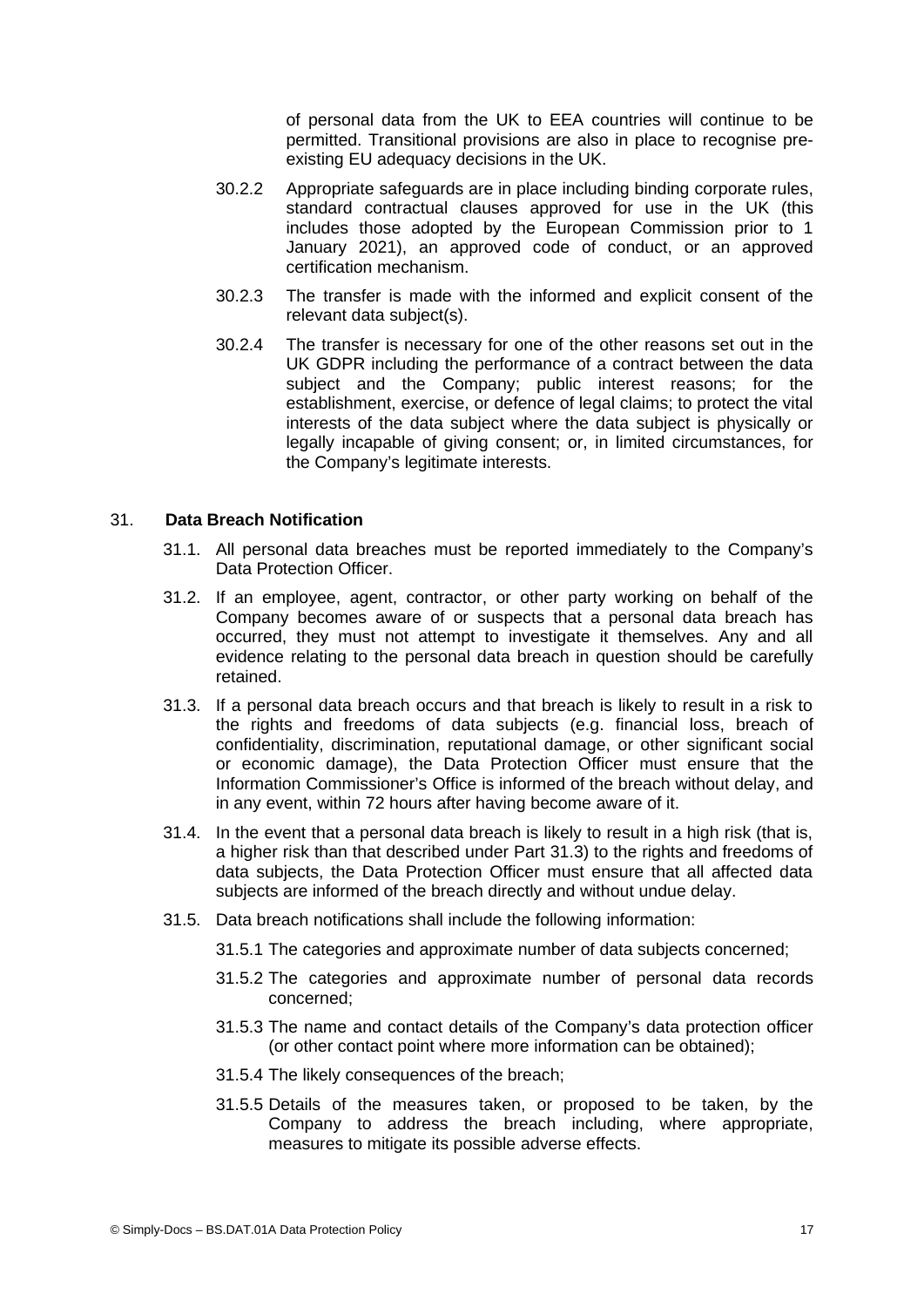of personal data from the UK to EEA countries will continue to be permitted. Transitional provisions are also in place to recognise pre-existing EU adequacy decisions in the UK.

30.2.2 Appropriate safeguards are in place including binding corporate rules, standard contractual clauses approved for use in the UK (this includes those adopted by the European Commission prior to 1 January 2021), an approved code of conduct, or an approved certification mechanism.

30.2.3 The transfer is made with the informed and explicit consent of the relevant data subject(s).

30.2.4 The transfer is necessary for one of the other reasons set out in the UK GDPR including the performance of a contract between the data subject and the Company; public interest reasons; for the establishment, exercise, or defence of legal claims; to protect the vital interests of the data subject where the data subject is physically or legally incapable of giving consent; or, in limited circumstances, for the Company's legitimate interests.

31. **Data Breach Notification**

31.1. All personal data breaches must be reported immediately to the Company's Data Protection Officer.

31.2. If an employee, agent, contractor, or other party working on behalf of the Company becomes aware of or suspects that a personal data breach has occurred, they must not attempt to investigate it themselves. Any and all evidence relating to the personal data breach in question should be carefully retained.

31.3. If a personal data breach occurs and that breach is likely to result in a risk to the rights and freedoms of data subjects (e.g. financial loss, breach of confidentiality, discrimination, reputational damage, or other significant social or economic damage), the Data Protection Officer must ensure that the Information Commissioner's Office is informed of the breach without delay, and in any event, within 72 hours after having become aware of it.

31.4. In the event that a personal data breach is likely to result in a high risk (that is, a higher risk than that described under Part 31.3) to the rights and freedoms of data subjects, the Data Protection Officer must ensure that all affected data subjects are informed of the breach directly and without undue delay.

31.5. Data breach notifications shall include the following information:

31.5.1 The categories and approximate number of data subjects concerned;

31.5.2 The categories and approximate number of personal data records concerned;

31.5.3 The name and contact details of the Company's data protection officer (or other contact point where more information can be obtained);

31.5.4 The likely consequences of the breach;

31.5.5 Details of the measures taken, or proposed to be taken, by the Company to address the breach including, where appropriate, measures to mitigate its possible adverse effects.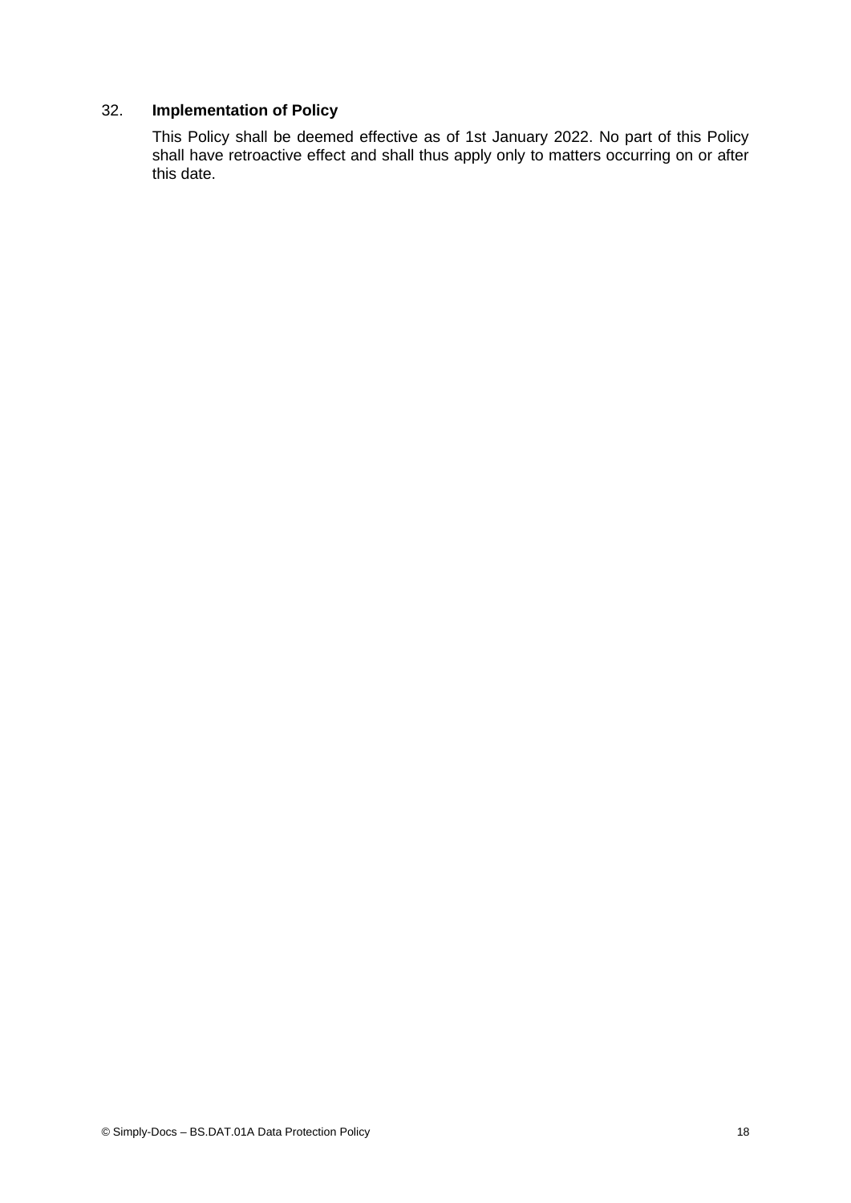## 32. **Implementation of Policy**

This Policy shall be deemed effective as of 1st January 2022. No part of this Policy shall have retroactive effect and shall thus apply only to matters occurring on or after this date.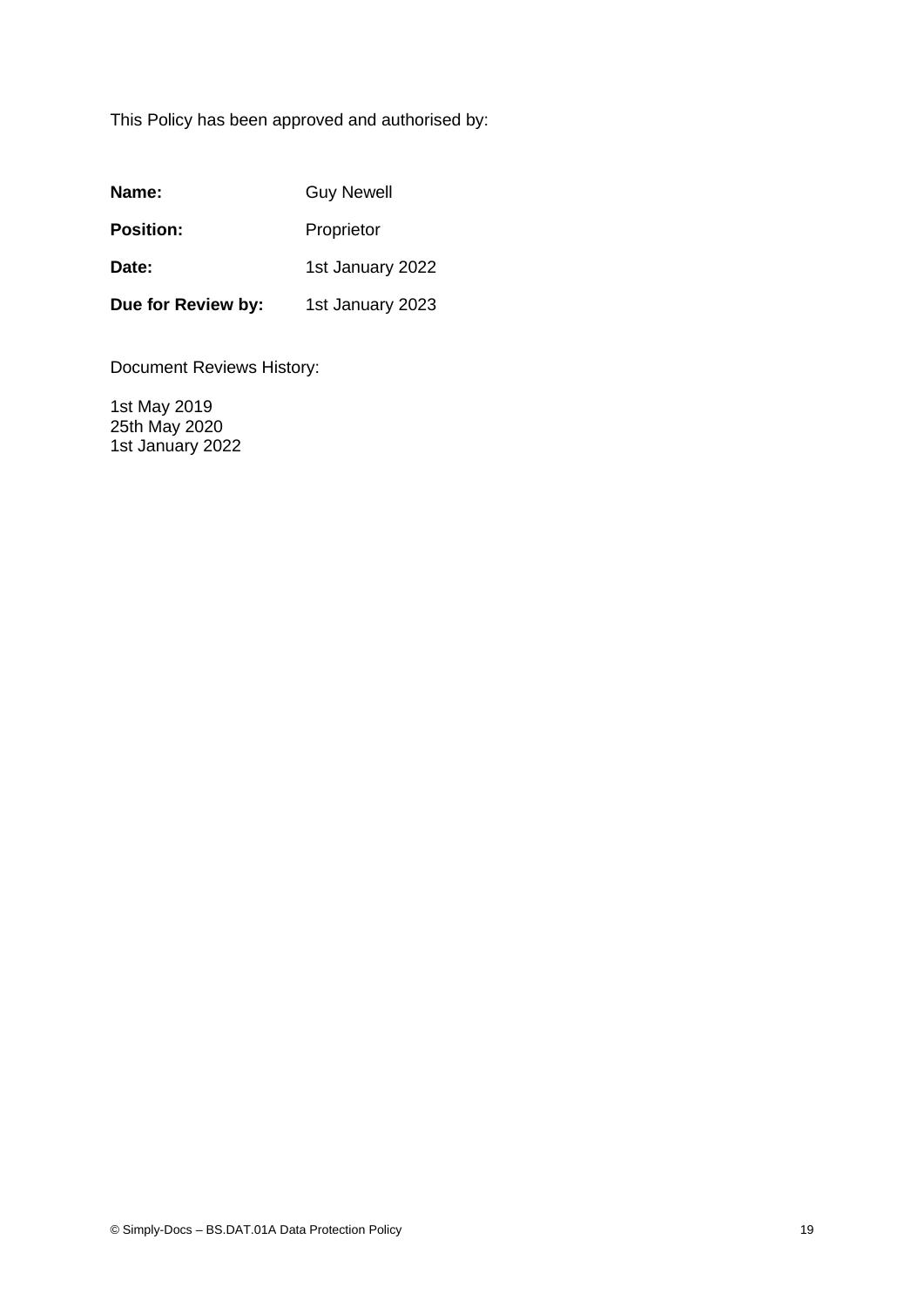This Policy has been approved and authorised by:

| | |
|---|---|
| **Name:** | Guy Newell |
| **Position:** | Proprietor |
| **Date:** | 1st January 2022 |
| **Due for Review by:** | 1st January 2023 |

Document Reviews History:

1st May 2019
25th May 2020
1st January 2022